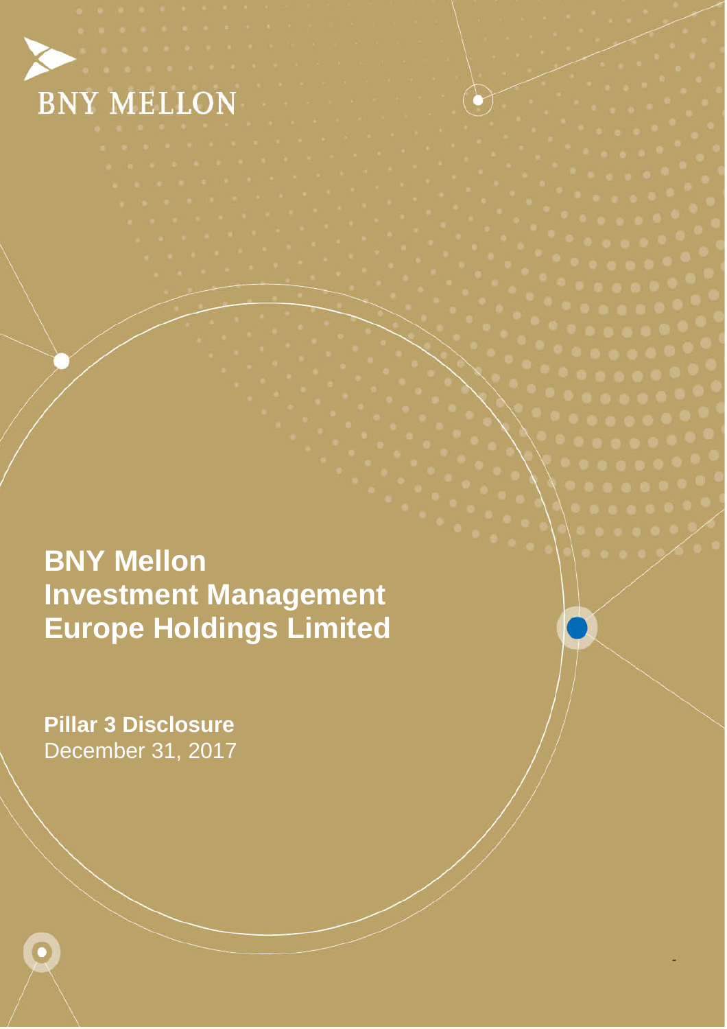BNY MELLON

# BNY Mellon Investment Management Europe Holdings Limited

**Pillar 3 Disclosure**
December 31, 2017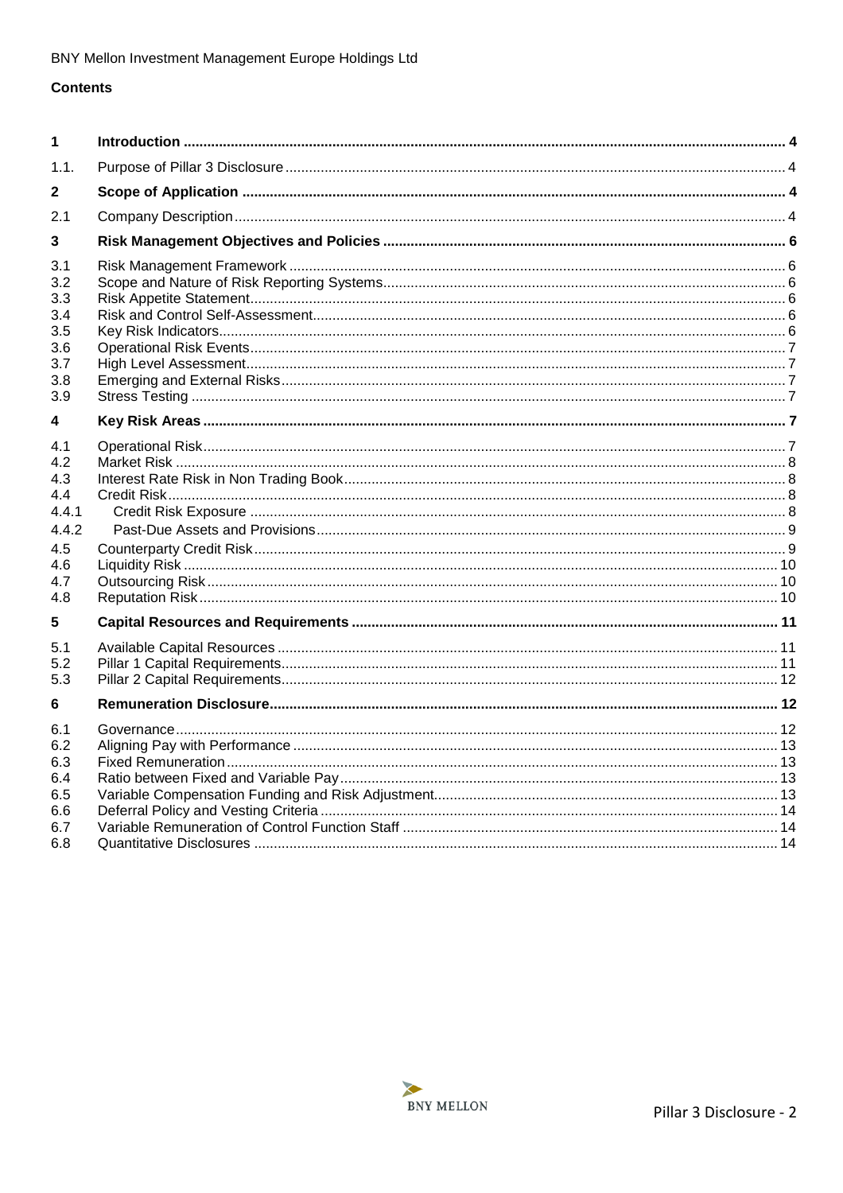BNY Mellon Investment Management Europe Holdings Ltd

## Contents

| | | |
|---|---|---|
| **1** | **Introduction** | **4** |
| 1.1. | Purpose of Pillar 3 Disclosure | 4 |
| **2** | **Scope of Application** | **4** |
| 2.1 | Company Description | 4 |
| **3** | **Risk Management Objectives and Policies** | **6** |
| 3.1 | Risk Management Framework | 6 |
| 3.2 | Scope and Nature of Risk Reporting Systems | 6 |
| 3.3 | Risk Appetite Statement | 6 |
| 3.4 | Risk and Control Self-Assessment | 6 |
| 3.5 | Key Risk Indicators | 6 |
| 3.6 | Operational Risk Events | 7 |
| 3.7 | High Level Assessment | 7 |
| 3.8 | Emerging and External Risks | 7 |
| 3.9 | Stress Testing | 7 |
| **4** | **Key Risk Areas** | **7** |
| 4.1 | Operational Risk | 7 |
| 4.2 | Market Risk | 8 |
| 4.3 | Interest Rate Risk in Non Trading Book | 8 |
| 4.4 | Credit Risk | 8 |
| 4.4.1 | Credit Risk Exposure | 8 |
| 4.4.2 | Past-Due Assets and Provisions | 9 |
| 4.5 | Counterparty Credit Risk | 9 |
| 4.6 | Liquidity Risk | 10 |
| 4.7 | Outsourcing Risk | 10 |
| 4.8 | Reputation Risk | 10 |
| **5** | **Capital Resources and Requirements** | **11** |
| 5.1 | Available Capital Resources | 11 |
| 5.2 | Pillar 1 Capital Requirements | 11 |
| 5.3 | Pillar 2 Capital Requirements | 12 |
| **6** | **Remuneration Disclosure** | **12** |
| 6.1 | Governance | 12 |
| 6.2 | Aligning Pay with Performance | 13 |
| 6.3 | Fixed Remuneration | 13 |
| 6.4 | Ratio between Fixed and Variable Pay | 13 |
| 6.5 | Variable Compensation Funding and Risk Adjustment | 13 |
| 6.6 | Deferral Policy and Vesting Criteria | 14 |
| 6.7 | Variable Remuneration of Control Function Staff | 14 |
| 6.8 | Quantitative Disclosures | 14 |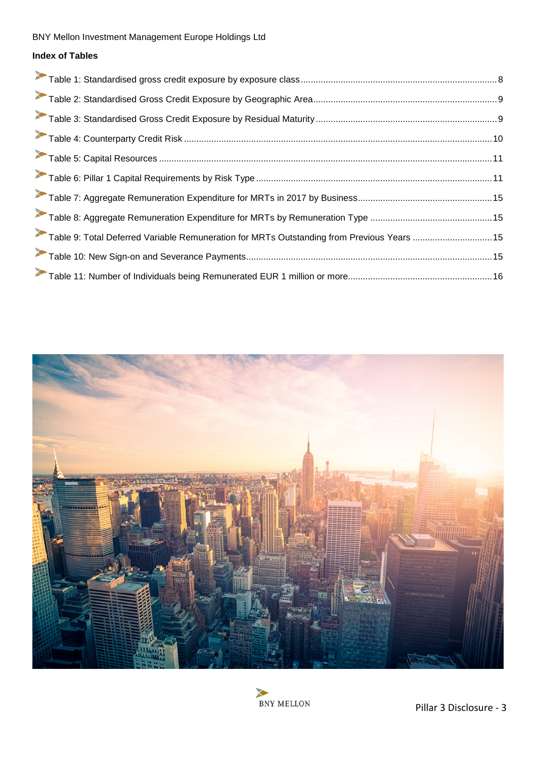## Index of Tables

- Table 1: Standardised gross credit exposure by exposure class ..... 8
- Table 2: Standardised Gross Credit Exposure by Geographic Area ..... 9
- Table 3: Standardised Gross Credit Exposure by Residual Maturity ..... 9
- Table 4: Counterparty Credit Risk ..... 10
- Table 5: Capital Resources ..... 11
- Table 6: Pillar 1 Capital Requirements by Risk Type ..... 11
- Table 7: Aggregate Remuneration Expenditure for MRTs in 2017 by Business ..... 15
- Table 8: Aggregate Remuneration Expenditure for MRTs by Remuneration Type ..... 15
- Table 9: Total Deferred Variable Remuneration for MRTs Outstanding from Previous Years ..... 15
- Table 10: New Sign-on and Severance Payments ..... 15
- Table 11: Number of Individuals being Remunerated EUR 1 million or more ..... 16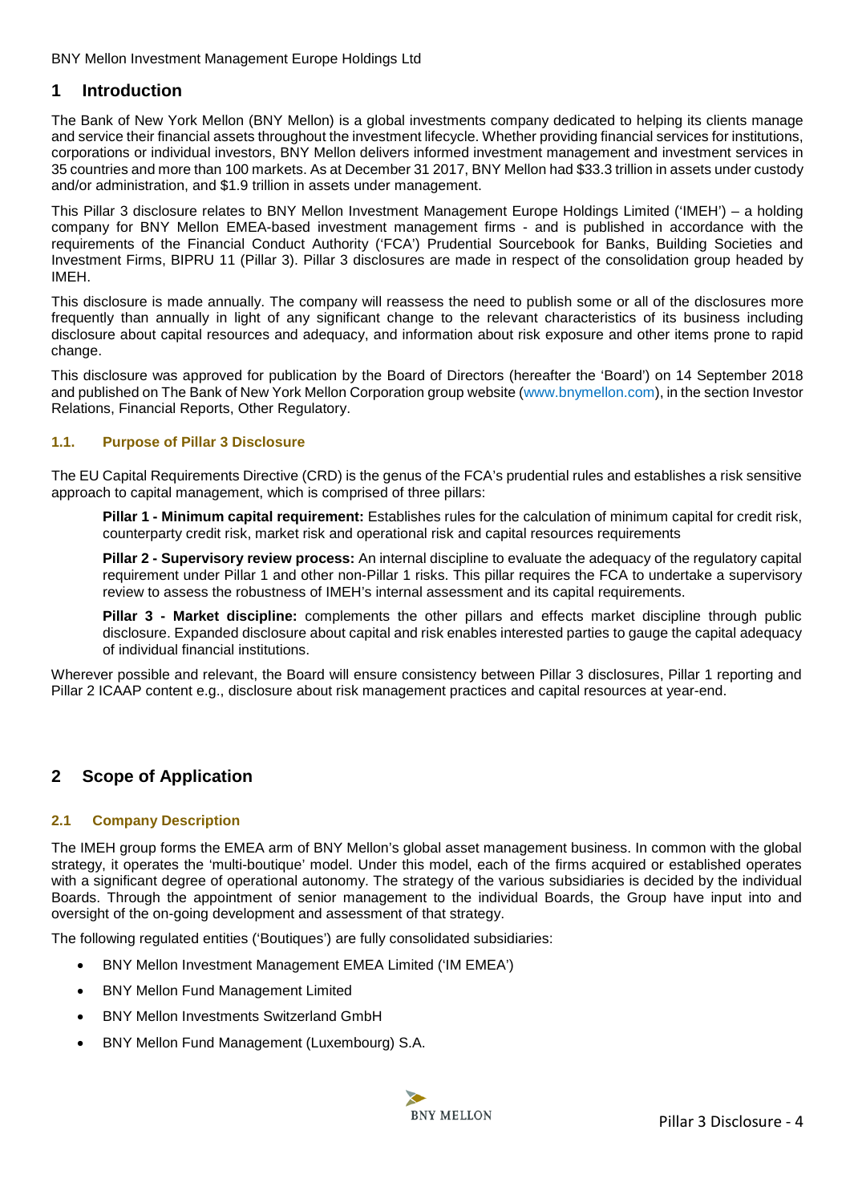# 1 Introduction

The Bank of New York Mellon (BNY Mellon) is a global investments company dedicated to helping its clients manage and service their financial assets throughout the investment lifecycle. Whether providing financial services for institutions, corporations or individual investors, BNY Mellon delivers informed investment management and investment services in 35 countries and more than 100 markets. As at December 31 2017, BNY Mellon had $33.3 trillion in assets under custody and/or administration, and $1.9 trillion in assets under management.

This Pillar 3 disclosure relates to BNY Mellon Investment Management Europe Holdings Limited ('IMEH') – a holding company for BNY Mellon EMEA-based investment management firms - and is published in accordance with the requirements of the Financial Conduct Authority ('FCA') Prudential Sourcebook for Banks, Building Societies and Investment Firms, BIPRU 11 (Pillar 3). Pillar 3 disclosures are made in respect of the consolidation group headed by IMEH.

This disclosure is made annually. The company will reassess the need to publish some or all of the disclosures more frequently than annually in light of any significant change to the relevant characteristics of its business including disclosure about capital resources and adequacy, and information about risk exposure and other items prone to rapid change.

This disclosure was approved for publication by the Board of Directors (hereafter the 'Board') on 14 September 2018 and published on The Bank of New York Mellon Corporation group website (www.bnymellon.com), in the section Investor Relations, Financial Reports, Other Regulatory.

### 1.1. Purpose of Pillar 3 Disclosure

The EU Capital Requirements Directive (CRD) is the genus of the FCA's prudential rules and establishes a risk sensitive approach to capital management, which is comprised of three pillars:

**Pillar 1 - Minimum capital requirement:** Establishes rules for the calculation of minimum capital for credit risk, counterparty credit risk, market risk and operational risk and capital resources requirements

**Pillar 2 - Supervisory review process:** An internal discipline to evaluate the adequacy of the regulatory capital requirement under Pillar 1 and other non-Pillar 1 risks. This pillar requires the FCA to undertake a supervisory review to assess the robustness of IMEH's internal assessment and its capital requirements.

**Pillar 3 - Market discipline:** complements the other pillars and effects market discipline through public disclosure. Expanded disclosure about capital and risk enables interested parties to gauge the capital adequacy of individual financial institutions.

Wherever possible and relevant, the Board will ensure consistency between Pillar 3 disclosures, Pillar 1 reporting and Pillar 2 ICAAP content e.g., disclosure about risk management practices and capital resources at year-end.

# 2 Scope of Application

### 2.1 Company Description

The IMEH group forms the EMEA arm of BNY Mellon's global asset management business. In common with the global strategy, it operates the 'multi-boutique' model. Under this model, each of the firms acquired or established operates with a significant degree of operational autonomy. The strategy of the various subsidiaries is decided by the individual Boards. Through the appointment of senior management to the individual Boards, the Group have input into and oversight of the on-going development and assessment of that strategy.

The following regulated entities ('Boutiques') are fully consolidated subsidiaries:

- BNY Mellon Investment Management EMEA Limited ('IM EMEA')
- BNY Mellon Fund Management Limited
- BNY Mellon Investments Switzerland GmbH
- BNY Mellon Fund Management (Luxembourg) S.A.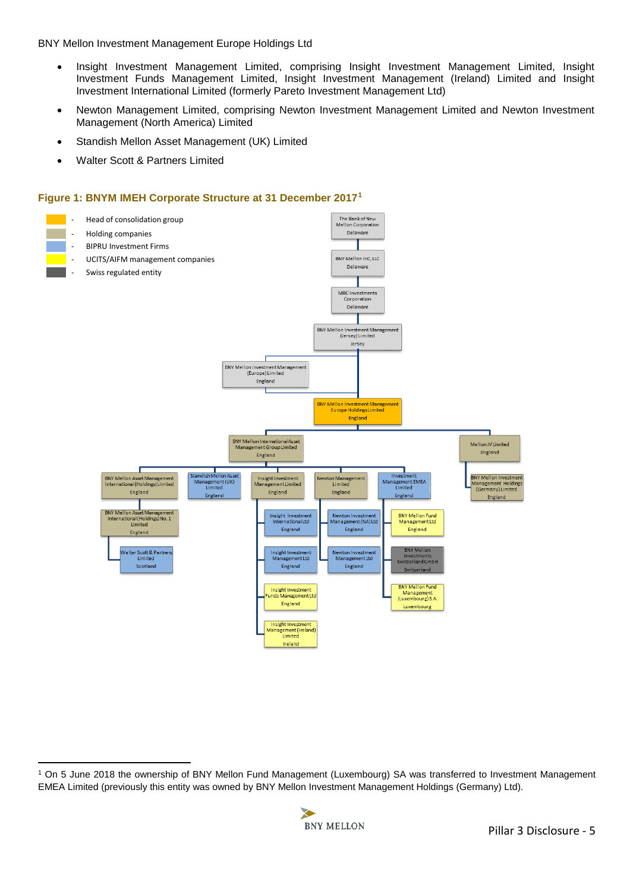BNY Mellon Investment Management Europe Holdings Ltd

- Insight Investment Management Limited, comprising Insight Investment Management Limited, Insight Investment Funds Management Limited, Insight Investment Management (Ireland) Limited and Insight Investment International Limited (formerly Pareto Investment Management Ltd)
- Newton Management Limited, comprising Newton Investment Management Limited and Newton Investment Management (North America) Limited
- Standish Mellon Asset Management (UK) Limited
- Walter Scott & Partners Limited

### Figure 1: BNYM IMEH Corporate Structure at 31 December 2017[1]

- Head of consolidation group
- Holding companies
- BIPRU Investment Firms
- UCITS/AIFM management companies
- Swiss regulated entity

The Bank of New Mellon Corporation – Delaware
BNY Mellon IHC, LLC – Delaware
MBC Investments Corporation – Delaware
BNY Mellon Investment Management (Jersey) Limited – Jersey
BNY Mellon Investment Management (Europe) Limited – England
BNY Mellon Investment Management Europe Holdings Limited – England
BNY Mellon International Asset Management Group Limited – England
Mellon JV Limited – England
BNY Mellon Investment Management Holdings (Germany) Limited – England
BNY Mellon Asset Management International (Holdings) Limited – England
BNY Mellon Asset Management International (Holdings) No. 1 Limited – England
Walter Scott & Partners Limited – Scotland
Standish Mellon Asset Management (UK) Limited – England
Insight Investment Management Limited – England
Insight Investment International Ltd – England
Insight Investment Management Ltd – England
Insight Investment Funds Management Ltd – England
Insight Investment Management (Ireland) Limited – Ireland
Newton Management Limited – England
Newton Investment Management (NA) Ltd – England
Newton Investment Management Ltd – England
Investment Management EMEA Limited – England
BNY Mellon Fund Management Ltd – England
BNY Mellon Investments Switzerland GmbH – Switzerland
BNY Mellon Fund Management (Luxembourg) S.A. – Luxembourg

---

[1] On 5 June 2018 the ownership of BNY Mellon Fund Management (Luxembourg) SA was transferred to Investment Management EMEA Limited (previously this entity was owned by BNY Mellon Investment Management Holdings (Germany) Ltd).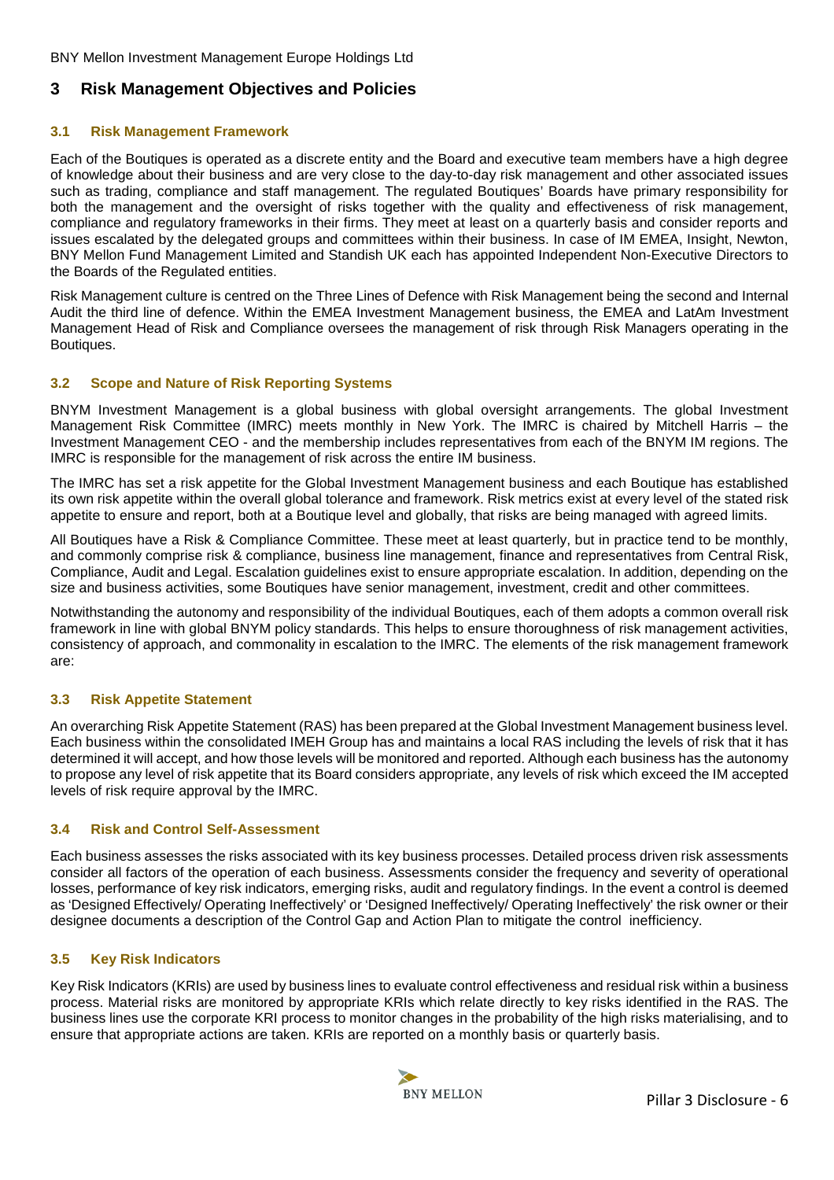## 3 Risk Management Objectives and Policies

### 3.1 Risk Management Framework

Each of the Boutiques is operated as a discrete entity and the Board and executive team members have a high degree of knowledge about their business and are very close to the day-to-day risk management and other associated issues such as trading, compliance and staff management. The regulated Boutiques' Boards have primary responsibility for both the management and the oversight of risks together with the quality and effectiveness of risk management, compliance and regulatory frameworks in their firms. They meet at least on a quarterly basis and consider reports and issues escalated by the delegated groups and committees within their business. In case of IM EMEA, Insight, Newton, BNY Mellon Fund Management Limited and Standish UK each has appointed Independent Non-Executive Directors to the Boards of the Regulated entities.

Risk Management culture is centred on the Three Lines of Defence with Risk Management being the second and Internal Audit the third line of defence. Within the EMEA Investment Management business, the EMEA and LatAm Investment Management Head of Risk and Compliance oversees the management of risk through Risk Managers operating in the Boutiques.

### 3.2 Scope and Nature of Risk Reporting Systems

BNYM Investment Management is a global business with global oversight arrangements. The global Investment Management Risk Committee (IMRC) meets monthly in New York. The IMRC is chaired by Mitchell Harris – the Investment Management CEO - and the membership includes representatives from each of the BNYM IM regions. The IMRC is responsible for the management of risk across the entire IM business.

The IMRC has set a risk appetite for the Global Investment Management business and each Boutique has established its own risk appetite within the overall global tolerance and framework. Risk metrics exist at every level of the stated risk appetite to ensure and report, both at a Boutique level and globally, that risks are being managed with agreed limits.

All Boutiques have a Risk & Compliance Committee. These meet at least quarterly, but in practice tend to be monthly, and commonly comprise risk & compliance, business line management, finance and representatives from Central Risk, Compliance, Audit and Legal. Escalation guidelines exist to ensure appropriate escalation. In addition, depending on the size and business activities, some Boutiques have senior management, investment, credit and other committees.

Notwithstanding the autonomy and responsibility of the individual Boutiques, each of them adopts a common overall risk framework in line with global BNYM policy standards. This helps to ensure thoroughness of risk management activities, consistency of approach, and commonality in escalation to the IMRC. The elements of the risk management framework are:

### 3.3 Risk Appetite Statement

An overarching Risk Appetite Statement (RAS) has been prepared at the Global Investment Management business level. Each business within the consolidated IMEH Group has and maintains a local RAS including the levels of risk that it has determined it will accept, and how those levels will be monitored and reported. Although each business has the autonomy to propose any level of risk appetite that its Board considers appropriate, any levels of risk which exceed the IM accepted levels of risk require approval by the IMRC.

### 3.4 Risk and Control Self-Assessment

Each business assesses the risks associated with its key business processes. Detailed process driven risk assessments consider all factors of the operation of each business. Assessments consider the frequency and severity of operational losses, performance of key risk indicators, emerging risks, audit and regulatory findings. In the event a control is deemed as 'Designed Effectively/ Operating Ineffectively' or 'Designed Ineffectively/ Operating Ineffectively' the risk owner or their designee documents a description of the Control Gap and Action Plan to mitigate the control inefficiency.

### 3.5 Key Risk Indicators

Key Risk Indicators (KRIs) are used by business lines to evaluate control effectiveness and residual risk within a business process. Material risks are monitored by appropriate KRIs which relate directly to key risks identified in the RAS. The business lines use the corporate KRI process to monitor changes in the probability of the high risks materialising, and to ensure that appropriate actions are taken. KRIs are reported on a monthly basis or quarterly basis.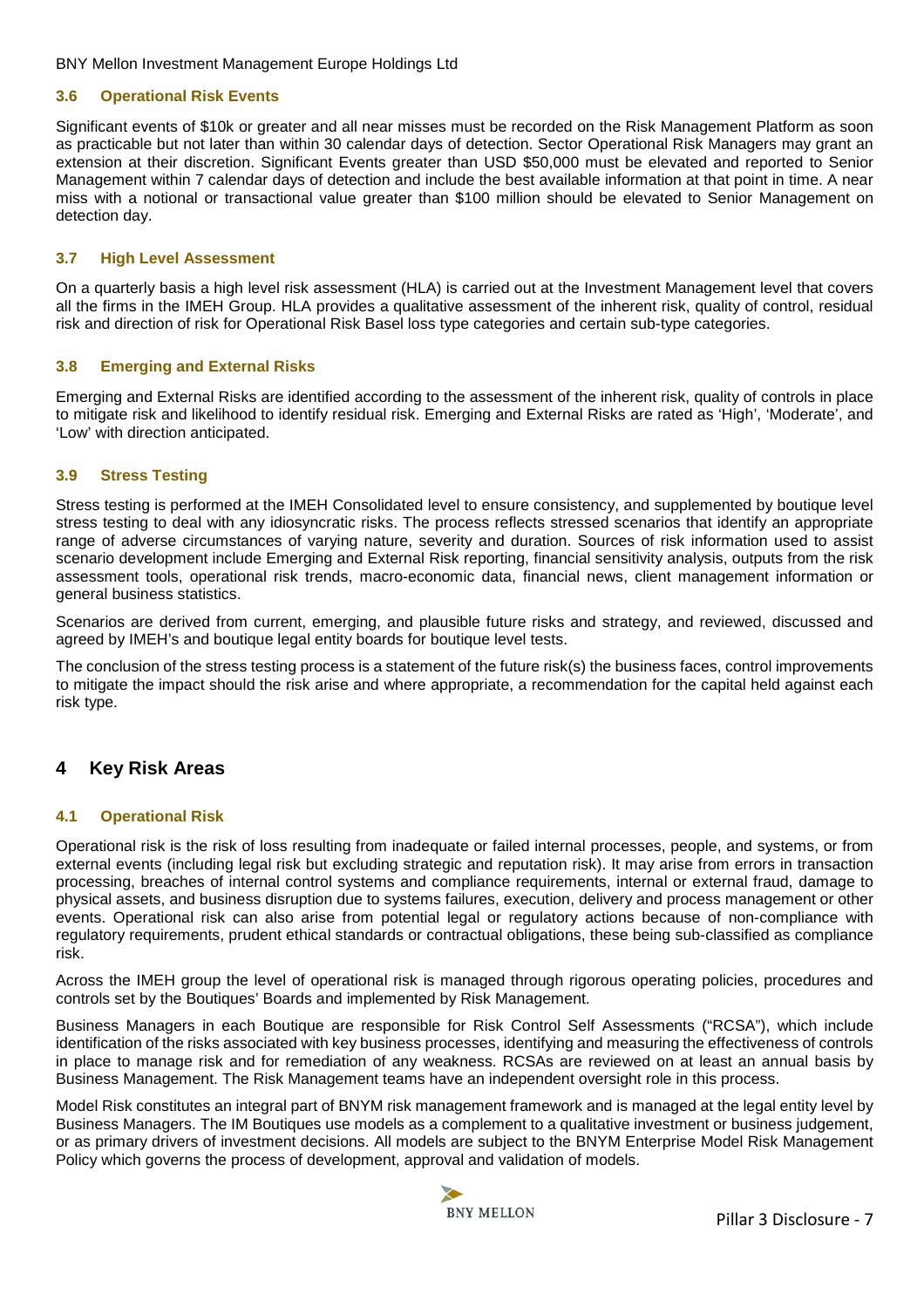### 3.6 Operational Risk Events

Significant events of $10k or greater and all near misses must be recorded on the Risk Management Platform as soon as practicable but not later than within 30 calendar days of detection. Sector Operational Risk Managers may grant an extension at their discretion. Significant Events greater than USD $50,000 must be elevated and reported to Senior Management within 7 calendar days of detection and include the best available information at that point in time. A near miss with a notional or transactional value greater than $100 million should be elevated to Senior Management on detection day.

### 3.7 High Level Assessment

On a quarterly basis a high level risk assessment (HLA) is carried out at the Investment Management level that covers all the firms in the IMEH Group. HLA provides a qualitative assessment of the inherent risk, quality of control, residual risk and direction of risk for Operational Risk Basel loss type categories and certain sub-type categories.

### 3.8 Emerging and External Risks

Emerging and External Risks are identified according to the assessment of the inherent risk, quality of controls in place to mitigate risk and likelihood to identify residual risk. Emerging and External Risks are rated as 'High', 'Moderate', and 'Low' with direction anticipated.

### 3.9 Stress Testing

Stress testing is performed at the IMEH Consolidated level to ensure consistency, and supplemented by boutique level stress testing to deal with any idiosyncratic risks. The process reflects stressed scenarios that identify an appropriate range of adverse circumstances of varying nature, severity and duration. Sources of risk information used to assist scenario development include Emerging and External Risk reporting, financial sensitivity analysis, outputs from the risk assessment tools, operational risk trends, macro-economic data, financial news, client management information or general business statistics.

Scenarios are derived from current, emerging, and plausible future risks and strategy, and reviewed, discussed and agreed by IMEH's and boutique legal entity boards for boutique level tests.

The conclusion of the stress testing process is a statement of the future risk(s) the business faces, control improvements to mitigate the impact should the risk arise and where appropriate, a recommendation for the capital held against each risk type.

## 4 Key Risk Areas

### 4.1 Operational Risk

Operational risk is the risk of loss resulting from inadequate or failed internal processes, people, and systems, or from external events (including legal risk but excluding strategic and reputation risk). It may arise from errors in transaction processing, breaches of internal control systems and compliance requirements, internal or external fraud, damage to physical assets, and business disruption due to systems failures, execution, delivery and process management or other events. Operational risk can also arise from potential legal or regulatory actions because of non-compliance with regulatory requirements, prudent ethical standards or contractual obligations, these being sub-classified as compliance risk.

Across the IMEH group the level of operational risk is managed through rigorous operating policies, procedures and controls set by the Boutiques' Boards and implemented by Risk Management.

Business Managers in each Boutique are responsible for Risk Control Self Assessments ("RCSA"), which include identification of the risks associated with key business processes, identifying and measuring the effectiveness of controls in place to manage risk and for remediation of any weakness. RCSAs are reviewed on at least an annual basis by Business Management. The Risk Management teams have an independent oversight role in this process.

Model Risk constitutes an integral part of BNYM risk management framework and is managed at the legal entity level by Business Managers. The IM Boutiques use models as a complement to a qualitative investment or business judgement, or as primary drivers of investment decisions. All models are subject to the BNYM Enterprise Model Risk Management Policy which governs the process of development, approval and validation of models.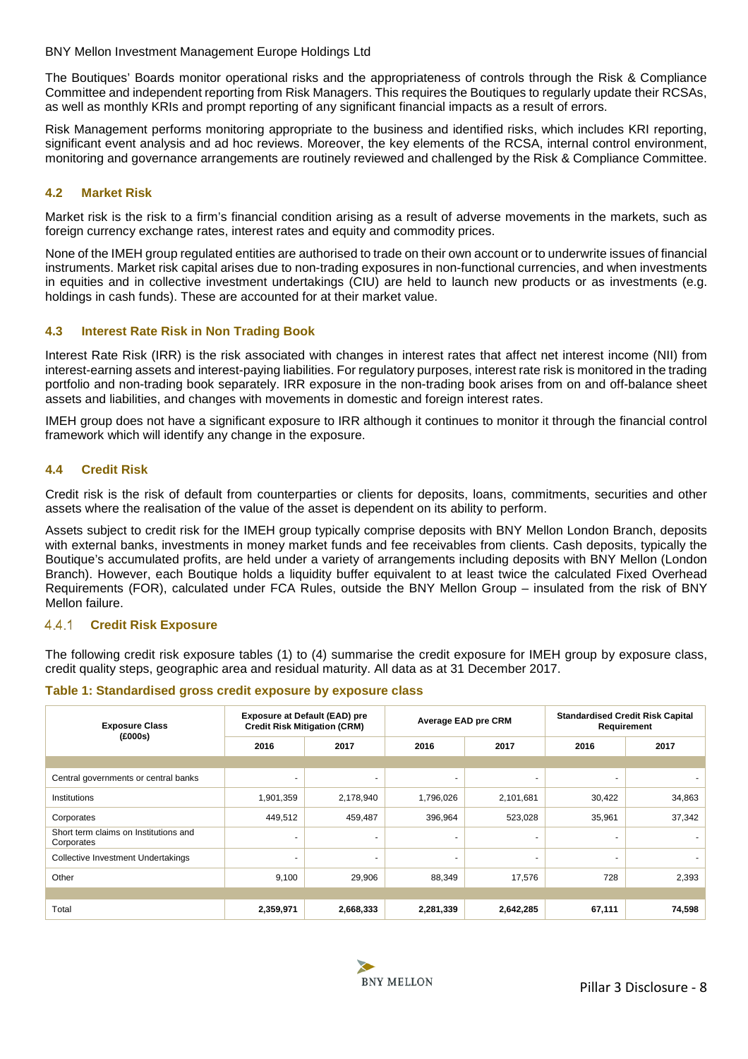The Boutiques' Boards monitor operational risks and the appropriateness of controls through the Risk & Compliance Committee and independent reporting from Risk Managers. This requires the Boutiques to regularly update their RCSAs, as well as monthly KRIs and prompt reporting of any significant financial impacts as a result of errors.

Risk Management performs monitoring appropriate to the business and identified risks, which includes KRI reporting, significant event analysis and ad hoc reviews. Moreover, the key elements of the RCSA, internal control environment, monitoring and governance arrangements are routinely reviewed and challenged by the Risk & Compliance Committee.

### 4.2 Market Risk

Market risk is the risk to a firm's financial condition arising as a result of adverse movements in the markets, such as foreign currency exchange rates, interest rates and equity and commodity prices.

None of the IMEH group regulated entities are authorised to trade on their own account or to underwrite issues of financial instruments. Market risk capital arises due to non-trading exposures in non-functional currencies, and when investments in equities and in collective investment undertakings (CIU) are held to launch new products or as investments (e.g. holdings in cash funds). These are accounted for at their market value.

### 4.3 Interest Rate Risk in Non Trading Book

Interest Rate Risk (IRR) is the risk associated with changes in interest rates that affect net interest income (NII) from interest-earning assets and interest-paying liabilities. For regulatory purposes, interest rate risk is monitored in the trading portfolio and non-trading book separately. IRR exposure in the non-trading book arises from on and off-balance sheet assets and liabilities, and changes with movements in domestic and foreign interest rates.

IMEH group does not have a significant exposure to IRR although it continues to monitor it through the financial control framework which will identify any change in the exposure.

### 4.4 Credit Risk

Credit risk is the risk of default from counterparties or clients for deposits, loans, commitments, securities and other assets where the realisation of the value of the asset is dependent on its ability to perform.

Assets subject to credit risk for the IMEH group typically comprise deposits with BNY Mellon London Branch, deposits with external banks, investments in money market funds and fee receivables from clients. Cash deposits, typically the Boutique's accumulated profits, are held under a variety of arrangements including deposits with BNY Mellon (London Branch). However, each Boutique holds a liquidity buffer equivalent to at least twice the calculated Fixed Overhead Requirements (FOR), calculated under FCA Rules, outside the BNY Mellon Group – insulated from the risk of BNY Mellon failure.

#### 4.4.1 Credit Risk Exposure

The following credit risk exposure tables (1) to (4) summarise the credit exposure for IMEH group by exposure class, credit quality steps, geographic area and residual maturity. All data as at 31 December 2017.

**Table 1: Standardised gross credit exposure by exposure class**

| Exposure Class (£000s) | Exposure at Default (EAD) pre Credit Risk Mitigation (CRM) | | Average EAD pre CRM | | Standardised Credit Risk Capital Requirement | |
|---|---|---|---|---|---|---|
| | 2016 | 2017 | 2016 | 2017 | 2016 | 2017 |
| Central governments or central banks | - | - | - | - | - | - |
| Institutions | 1,901,359 | 2,178,940 | 1,796,026 | 2,101,681 | 30,422 | 34,863 |
| Corporates | 449,512 | 459,487 | 396,964 | 523,028 | 35,961 | 37,342 |
| Short term claims on Institutions and Corporates | - | - | - | - | - | - |
| Collective Investment Undertakings | - | - | - | - | - | - |
| Other | 9,100 | 29,906 | 88,349 | 17,576 | 728 | 2,393 |
| Total | **2,359,971** | **2,668,333** | **2,281,339** | **2,642,285** | **67,111** | **74,598** |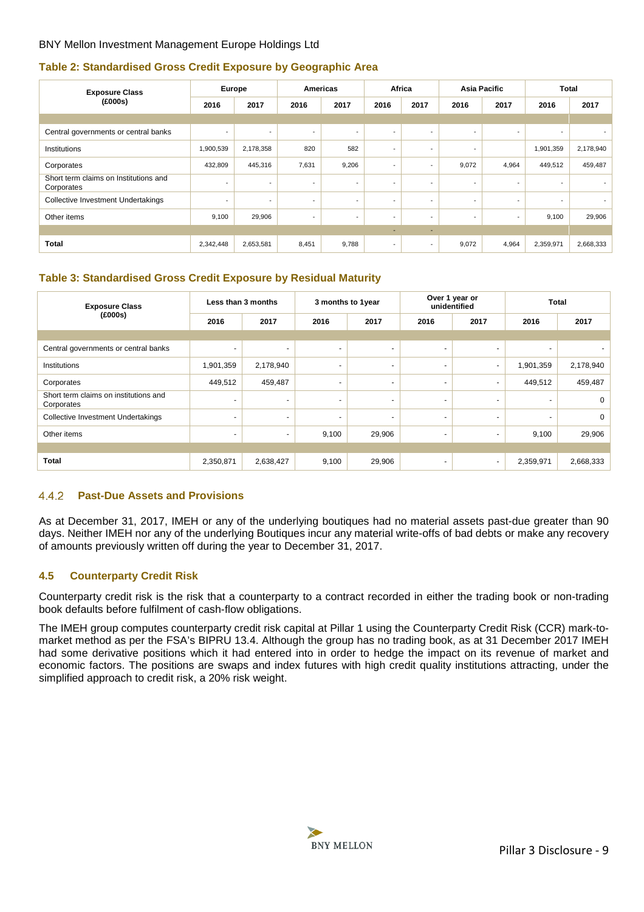BNY Mellon Investment Management Europe Holdings Ltd

### Table 2: Standardised Gross Credit Exposure by Geographic Area

| Exposure Class (£000s) | Europe | | Americas | | Africa | | Asia Pacific | | Total | |
|---|---|---|---|---|---|---|---|---|---|---|
| | 2016 | 2017 | 2016 | 2017 | 2016 | 2017 | 2016 | 2017 | 2016 | 2017 |
| Central governments or central banks | - | - | - | - | - | - | - | - | - | - |
| Institutions | 1,900,539 | 2,178,358 | 820 | 582 | - | - | - | | 1,901,359 | 2,178,940 |
| Corporates | 432,809 | 445,316 | 7,631 | 9,206 | - | - | 9,072 | 4,964 | 449,512 | 459,487 |
| Short term claims on Institutions and Corporates | - | - | - | - | - | - | - | - | - | - |
| Collective Investment Undertakings | - | - | - | - | - | - | - | - | - | - |
| Other items | 9,100 | 29,906 | - | - | - | - | - | - | 9,100 | 29,906 |
| **Total** | 2,342,448 | 2,653,581 | 8,451 | 9,788 | - | - | 9,072 | 4,964 | 2,359,971 | 2,668,333 |

### Table 3: Standardised Gross Credit Exposure by Residual Maturity

| Exposure Class (£000s) | Less than 3 months | | 3 months to 1year | | Over 1 year or unidentified | | Total | |
|---|---|---|---|---|---|---|---|---|
| | 2016 | 2017 | 2016 | 2017 | 2016 | 2017 | 2016 | 2017 |
| Central governments or central banks | - | - | - | - | - | - | - | - |
| Institutions | 1,901,359 | 2,178,940 | - | - | - | - | 1,901,359 | 2,178,940 |
| Corporates | 449,512 | 459,487 | - | - | - | - | 449,512 | 459,487 |
| Short term claims on institutions and Corporates | - | - | - | - | - | - | - | 0 |
| Collective Investment Undertakings | - | - | - | - | - | - | - | 0 |
| Other items | - | - | 9,100 | 29,906 | - | - | 9,100 | 29,906 |
| **Total** | 2,350,871 | 2,638,427 | 9,100 | 29,906 | - | - | 2,359,971 | 2,668,333 |

### 4.4.2 Past-Due Assets and Provisions

As at December 31, 2017, IMEH or any of the underlying boutiques had no material assets past-due greater than 90 days. Neither IMEH nor any of the underlying Boutiques incur any material write-offs of bad debts or make any recovery of amounts previously written off during the year to December 31, 2017.

### 4.5 Counterparty Credit Risk

Counterparty credit risk is the risk that a counterparty to a contract recorded in either the trading book or non-trading book defaults before fulfilment of cash-flow obligations.

The IMEH group computes counterparty credit risk capital at Pillar 1 using the Counterparty Credit Risk (CCR) mark-to-market method as per the FSA's BIPRU 13.4. Although the group has no trading book, as at 31 December 2017 IMEH had some derivative positions which it had entered into in order to hedge the impact on its revenue of market and economic factors. The positions are swaps and index futures with high credit quality institutions attracting, under the simplified approach to credit risk, a 20% risk weight.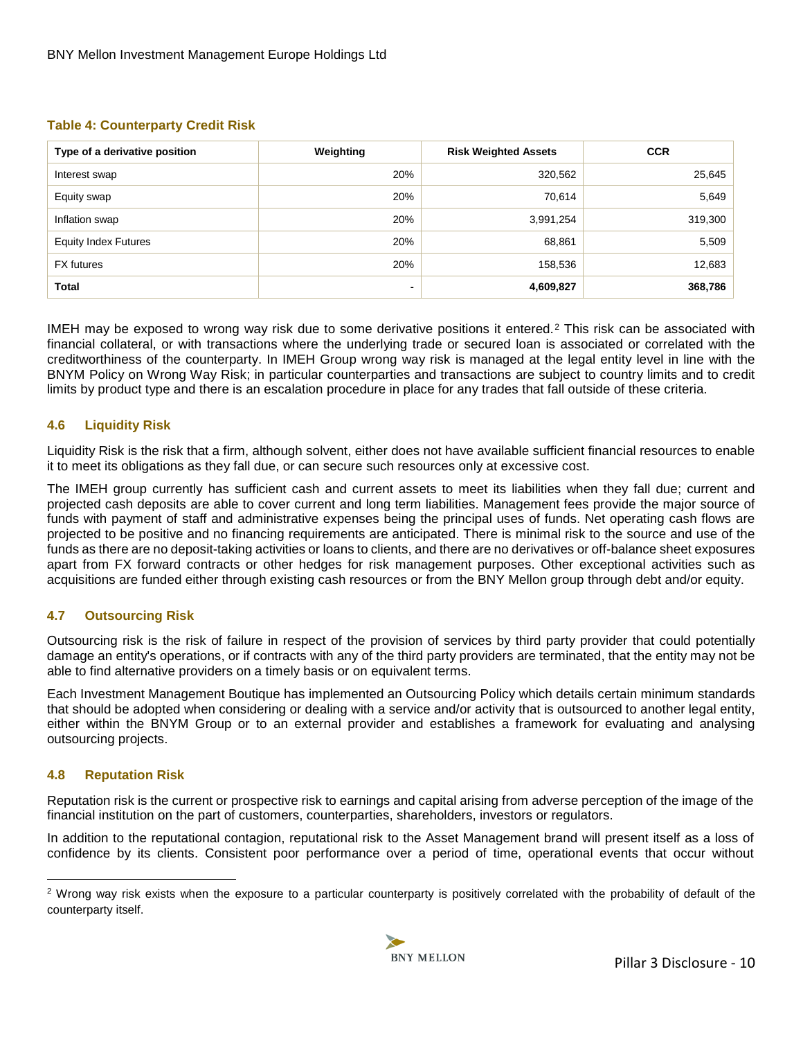**Table 4: Counterparty Credit Risk**

| Type of a derivative position | Weighting | Risk Weighted Assets | CCR |
| --- | --- | --- | --- |
| Interest swap | 20% | 320,562 | 25,645 |
| Equity swap | 20% | 70,614 | 5,649 |
| Inflation swap | 20% | 3,991,254 | 319,300 |
| Equity Index Futures | 20% | 68,861 | 5,509 |
| FX futures | 20% | 158,536 | 12,683 |
| **Total** | **-** | **4,609,827** | **368,786** |

IMEH may be exposed to wrong way risk due to some derivative positions it entered.[2] This risk can be associated with financial collateral, or with transactions where the underlying trade or secured loan is associated or correlated with the creditworthiness of the counterparty. In IMEH Group wrong way risk is managed at the legal entity level in line with the BNYM Policy on Wrong Way Risk; in particular counterparties and transactions are subject to country limits and to credit limits by product type and there is an escalation procedure in place for any trades that fall outside of these criteria.

### 4.6 Liquidity Risk

Liquidity Risk is the risk that a firm, although solvent, either does not have available sufficient financial resources to enable it to meet its obligations as they fall due, or can secure such resources only at excessive cost.

The IMEH group currently has sufficient cash and current assets to meet its liabilities when they fall due; current and projected cash deposits are able to cover current and long term liabilities. Management fees provide the major source of funds with payment of staff and administrative expenses being the principal uses of funds. Net operating cash flows are projected to be positive and no financing requirements are anticipated. There is minimal risk to the source and use of the funds as there are no deposit-taking activities or loans to clients, and there are no derivatives or off-balance sheet exposures apart from FX forward contracts or other hedges for risk management purposes. Other exceptional activities such as acquisitions are funded either through existing cash resources or from the BNY Mellon group through debt and/or equity.

### 4.7 Outsourcing Risk

Outsourcing risk is the risk of failure in respect of the provision of services by third party provider that could potentially damage an entity's operations, or if contracts with any of the third party providers are terminated, that the entity may not be able to find alternative providers on a timely basis or on equivalent terms.

Each Investment Management Boutique has implemented an Outsourcing Policy which details certain minimum standards that should be adopted when considering or dealing with a service and/or activity that is outsourced to another legal entity, either within the BNYM Group or to an external provider and establishes a framework for evaluating and analysing outsourcing projects.

### 4.8 Reputation Risk

Reputation risk is the current or prospective risk to earnings and capital arising from adverse perception of the image of the financial institution on the part of customers, counterparties, shareholders, investors or regulators.

In addition to the reputational contagion, reputational risk to the Asset Management brand will present itself as a loss of confidence by its clients. Consistent poor performance over a period of time, operational events that occur without

[2] Wrong way risk exists when the exposure to a particular counterparty is positively correlated with the probability of default of the counterparty itself.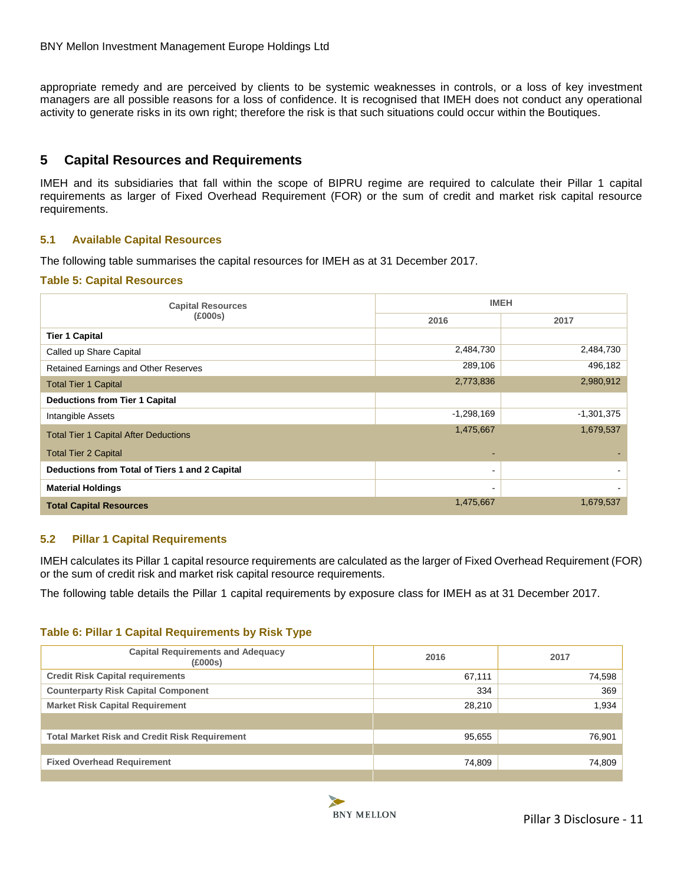appropriate remedy and are perceived by clients to be systemic weaknesses in controls, or a loss of key investment managers are all possible reasons for a loss of confidence. It is recognised that IMEH does not conduct any operational activity to generate risks in its own right; therefore the risk is that such situations could occur within the Boutiques.

## 5 Capital Resources and Requirements

IMEH and its subsidiaries that fall within the scope of BIPRU regime are required to calculate their Pillar 1 capital requirements as larger of Fixed Overhead Requirement (FOR) or the sum of credit and market risk capital resource requirements.

### 5.1 Available Capital Resources

The following table summarises the capital resources for IMEH as at 31 December 2017.

**Table 5: Capital Resources**

| Capital Resources (£000s) | IMEH | |
|---|---|---|
| | 2016 | 2017 |
| **Tier 1 Capital** | | |
| Called up Share Capital | 2,484,730 | 2,484,730 |
| Retained Earnings and Other Reserves | 289,106 | 496,182 |
| Total Tier 1 Capital | 2,773,836 | 2,980,912 |
| **Deductions from Tier 1 Capital** | | |
| Intangible Assets | -1,298,169 | -1,301,375 |
| Total Tier 1 Capital After Deductions | 1,475,667 | 1,679,537 |
| Total Tier 2 Capital | - | - |
| **Deductions from Total of Tiers 1 and 2 Capital** | - | - |
| **Material Holdings** | - | - |
| **Total Capital Resources** | 1,475,667 | 1,679,537 |

### 5.2 Pillar 1 Capital Requirements

IMEH calculates its Pillar 1 capital resource requirements are calculated as the larger of Fixed Overhead Requirement (FOR) or the sum of credit risk and market risk capital resource requirements.

The following table details the Pillar 1 capital requirements by exposure class for IMEH as at 31 December 2017.

**Table 6: Pillar 1 Capital Requirements by Risk Type**

| Capital Requirements and Adequacy (£000s) | 2016 | 2017 |
|---|---|---|
| **Credit Risk Capital requirements** | 67,111 | 74,598 |
| **Counterparty Risk Capital Component** | 334 | 369 |
| **Market Risk Capital Requirement** | 28,210 | 1,934 |
| | | |
| **Total Market Risk and Credit Risk Requirement** | 95,655 | 76,901 |
| | | |
| **Fixed Overhead Requirement** | 74,809 | 74,809 |
| | | |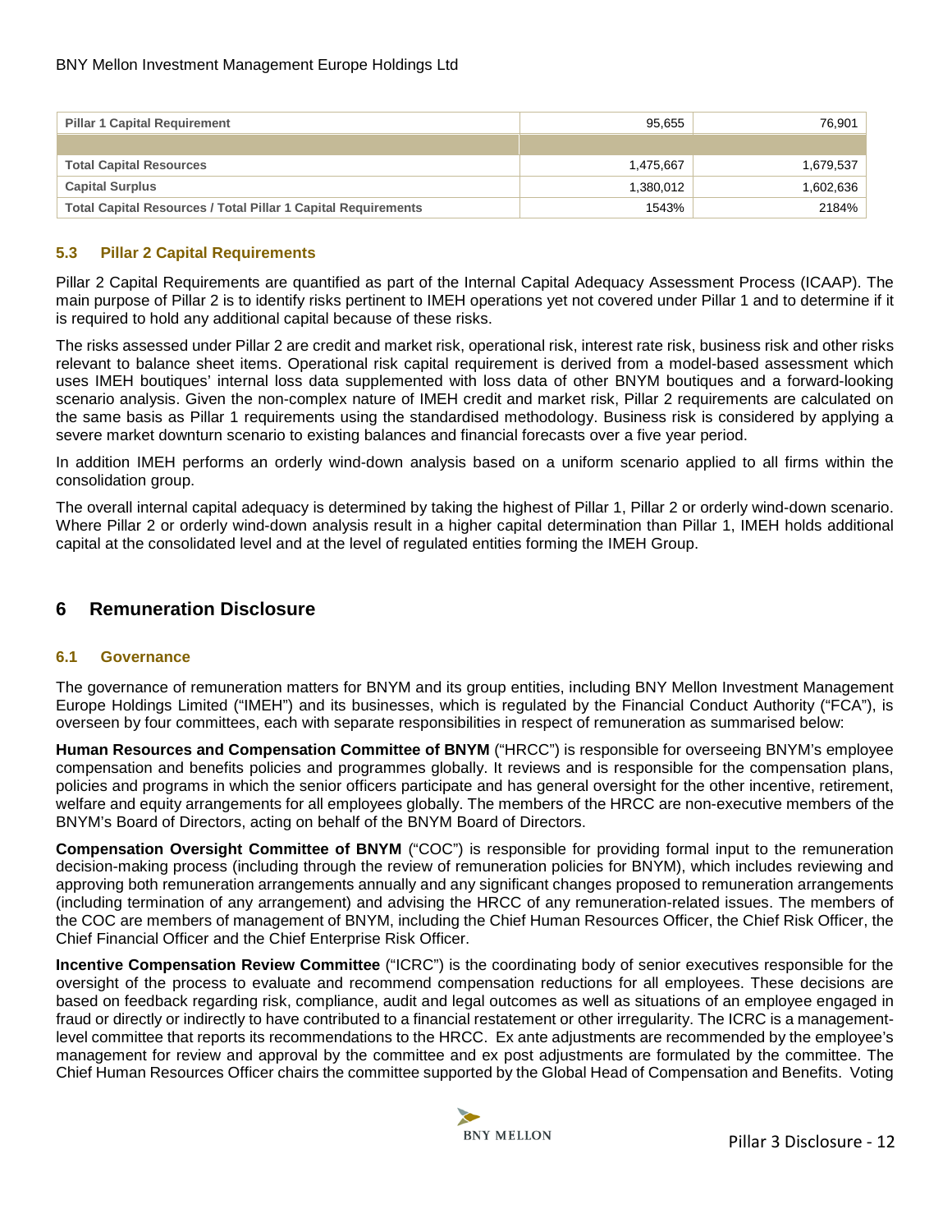| Pillar 1 Capital Requirement | 95,655 | 76,901 |
|---|---|---|
| | | |
| Total Capital Resources | 1,475,667 | 1,679,537 |
| Capital Surplus | 1,380,012 | 1,602,636 |
| Total Capital Resources / Total Pillar 1 Capital Requirements | 1543% | 2184% |

### 5.3 Pillar 2 Capital Requirements

Pillar 2 Capital Requirements are quantified as part of the Internal Capital Adequacy Assessment Process (ICAAP). The main purpose of Pillar 2 is to identify risks pertinent to IMEH operations yet not covered under Pillar 1 and to determine if it is required to hold any additional capital because of these risks.

The risks assessed under Pillar 2 are credit and market risk, operational risk, interest rate risk, business risk and other risks relevant to balance sheet items. Operational risk capital requirement is derived from a model-based assessment which uses IMEH boutiques' internal loss data supplemented with loss data of other BNYM boutiques and a forward-looking scenario analysis. Given the non-complex nature of IMEH credit and market risk, Pillar 2 requirements are calculated on the same basis as Pillar 1 requirements using the standardised methodology. Business risk is considered by applying a severe market downturn scenario to existing balances and financial forecasts over a five year period.

In addition IMEH performs an orderly wind-down analysis based on a uniform scenario applied to all firms within the consolidation group.

The overall internal capital adequacy is determined by taking the highest of Pillar 1, Pillar 2 or orderly wind-down scenario. Where Pillar 2 or orderly wind-down analysis result in a higher capital determination than Pillar 1, IMEH holds additional capital at the consolidated level and at the level of regulated entities forming the IMEH Group.

## 6 Remuneration Disclosure

### 6.1 Governance

The governance of remuneration matters for BNYM and its group entities, including BNY Mellon Investment Management Europe Holdings Limited ("IMEH") and its businesses, which is regulated by the Financial Conduct Authority ("FCA"), is overseen by four committees, each with separate responsibilities in respect of remuneration as summarised below:

**Human Resources and Compensation Committee of BNYM** ("HRCC") is responsible for overseeing BNYM's employee compensation and benefits policies and programmes globally. It reviews and is responsible for the compensation plans, policies and programs in which the senior officers participate and has general oversight for the other incentive, retirement, welfare and equity arrangements for all employees globally. The members of the HRCC are non-executive members of the BNYM's Board of Directors, acting on behalf of the BNYM Board of Directors.

**Compensation Oversight Committee of BNYM** ("COC") is responsible for providing formal input to the remuneration decision-making process (including through the review of remuneration policies for BNYM), which includes reviewing and approving both remuneration arrangements annually and any significant changes proposed to remuneration arrangements (including termination of any arrangement) and advising the HRCC of any remuneration-related issues. The members of the COC are members of management of BNYM, including the Chief Human Resources Officer, the Chief Risk Officer, the Chief Financial Officer and the Chief Enterprise Risk Officer.

**Incentive Compensation Review Committee** ("ICRC") is the coordinating body of senior executives responsible for the oversight of the process to evaluate and recommend compensation reductions for all employees. These decisions are based on feedback regarding risk, compliance, audit and legal outcomes as well as situations of an employee engaged in fraud or directly or indirectly to have contributed to a financial restatement or other irregularity. The ICRC is a management-level committee that reports its recommendations to the HRCC. Ex ante adjustments are recommended by the employee's management for review and approval by the committee and ex post adjustments are formulated by the committee. The Chief Human Resources Officer chairs the committee supported by the Global Head of Compensation and Benefits. Voting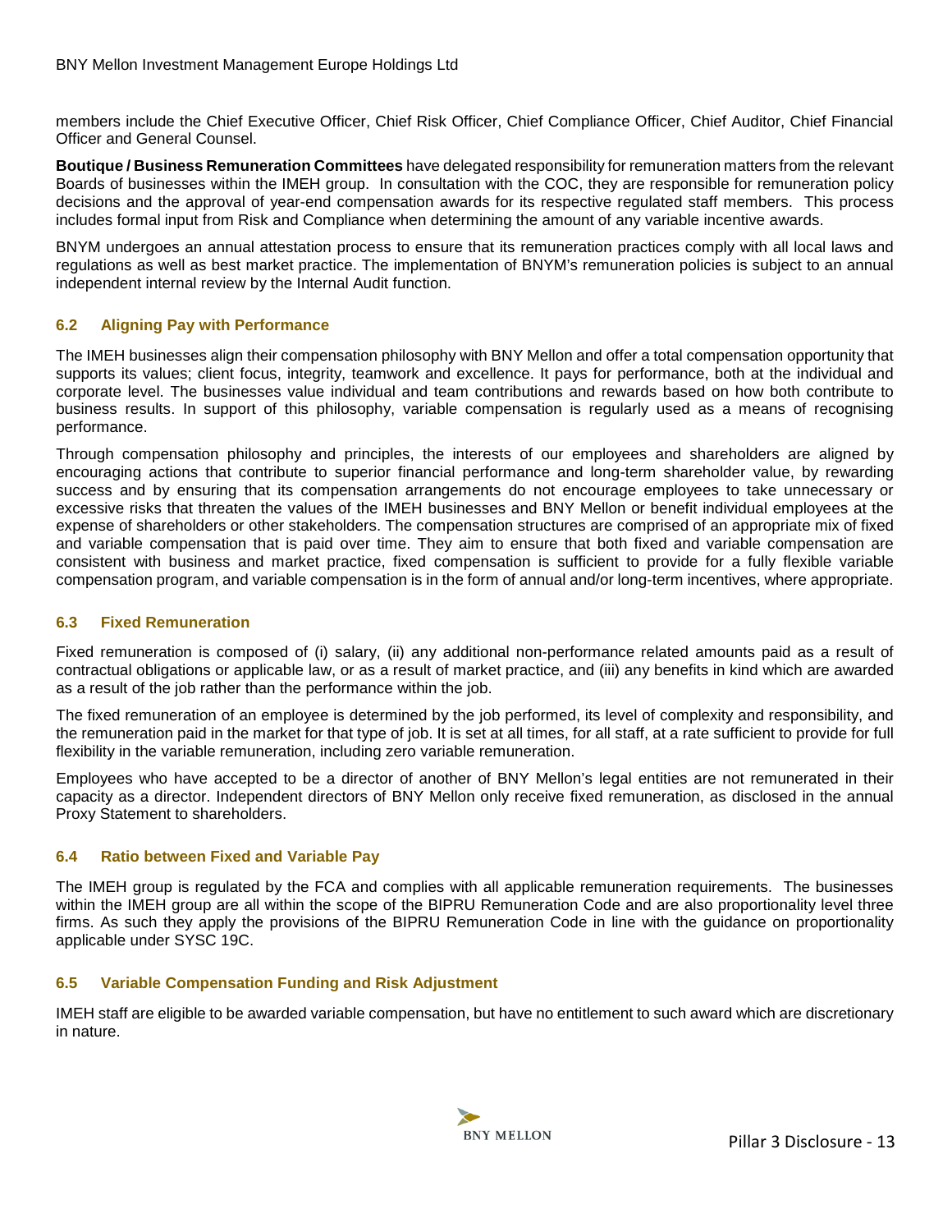members include the Chief Executive Officer, Chief Risk Officer, Chief Compliance Officer, Chief Auditor, Chief Financial Officer and General Counsel.

**Boutique / Business Remuneration Committees** have delegated responsibility for remuneration matters from the relevant Boards of businesses within the IMEH group. In consultation with the COC, they are responsible for remuneration policy decisions and the approval of year-end compensation awards for its respective regulated staff members. This process includes formal input from Risk and Compliance when determining the amount of any variable incentive awards.

BNYM undergoes an annual attestation process to ensure that its remuneration practices comply with all local laws and regulations as well as best market practice. The implementation of BNYM's remuneration policies is subject to an annual independent internal review by the Internal Audit function.

### 6.2 Aligning Pay with Performance

The IMEH businesses align their compensation philosophy with BNY Mellon and offer a total compensation opportunity that supports its values; client focus, integrity, teamwork and excellence. It pays for performance, both at the individual and corporate level. The businesses value individual and team contributions and rewards based on how both contribute to business results. In support of this philosophy, variable compensation is regularly used as a means of recognising performance.

Through compensation philosophy and principles, the interests of our employees and shareholders are aligned by encouraging actions that contribute to superior financial performance and long-term shareholder value, by rewarding success and by ensuring that its compensation arrangements do not encourage employees to take unnecessary or excessive risks that threaten the values of the IMEH businesses and BNY Mellon or benefit individual employees at the expense of shareholders or other stakeholders. The compensation structures are comprised of an appropriate mix of fixed and variable compensation that is paid over time. They aim to ensure that both fixed and variable compensation are consistent with business and market practice, fixed compensation is sufficient to provide for a fully flexible variable compensation program, and variable compensation is in the form of annual and/or long-term incentives, where appropriate.

### 6.3 Fixed Remuneration

Fixed remuneration is composed of (i) salary, (ii) any additional non-performance related amounts paid as a result of contractual obligations or applicable law, or as a result of market practice, and (iii) any benefits in kind which are awarded as a result of the job rather than the performance within the job.

The fixed remuneration of an employee is determined by the job performed, its level of complexity and responsibility, and the remuneration paid in the market for that type of job. It is set at all times, for all staff, at a rate sufficient to provide for full flexibility in the variable remuneration, including zero variable remuneration.

Employees who have accepted to be a director of another of BNY Mellon's legal entities are not remunerated in their capacity as a director. Independent directors of BNY Mellon only receive fixed remuneration, as disclosed in the annual Proxy Statement to shareholders.

### 6.4 Ratio between Fixed and Variable Pay

The IMEH group is regulated by the FCA and complies with all applicable remuneration requirements. The businesses within the IMEH group are all within the scope of the BIPRU Remuneration Code and are also proportionality level three firms. As such they apply the provisions of the BIPRU Remuneration Code in line with the guidance on proportionality applicable under SYSC 19C.

### 6.5 Variable Compensation Funding and Risk Adjustment

IMEH staff are eligible to be awarded variable compensation, but have no entitlement to such award which are discretionary in nature.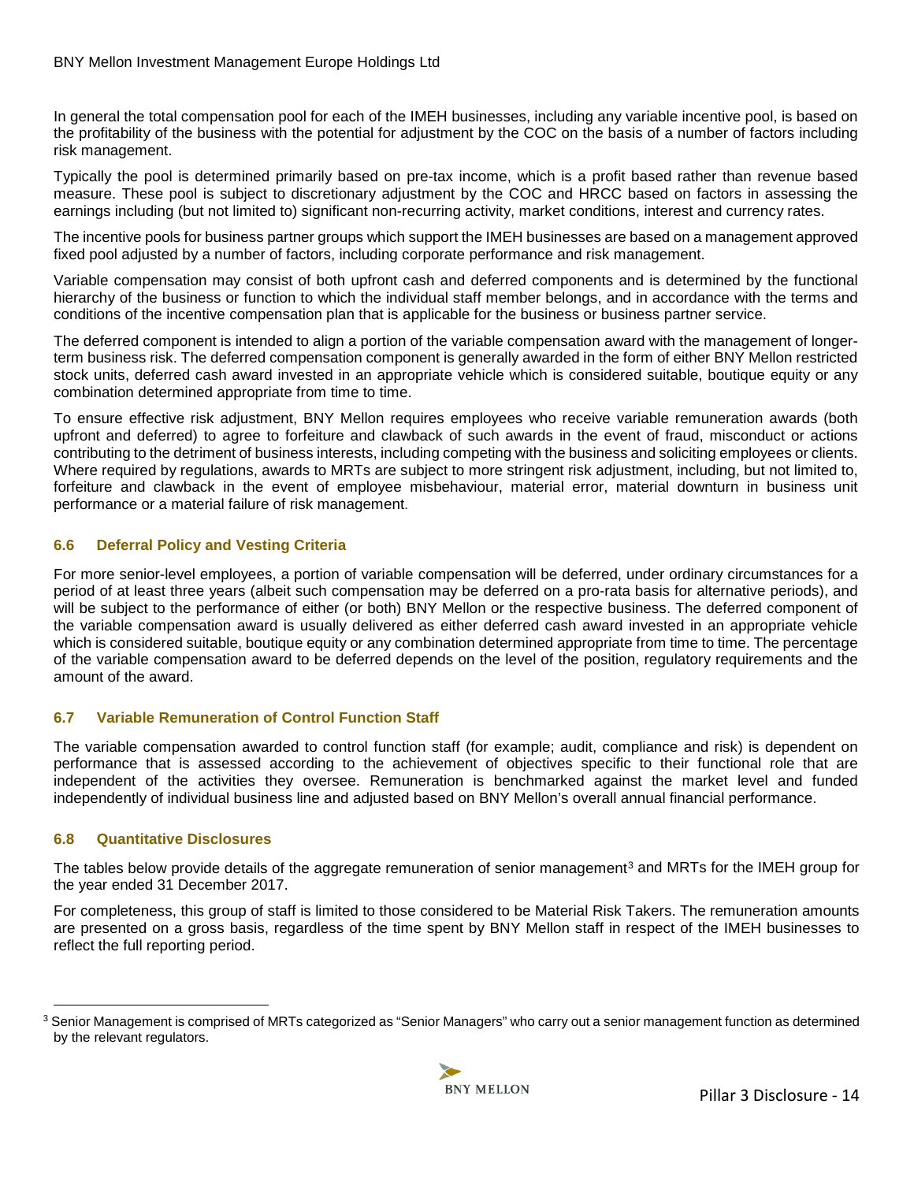In general the total compensation pool for each of the IMEH businesses, including any variable incentive pool, is based on the profitability of the business with the potential for adjustment by the COC on the basis of a number of factors including risk management.

Typically the pool is determined primarily based on pre-tax income, which is a profit based rather than revenue based measure. These pool is subject to discretionary adjustment by the COC and HRCC based on factors in assessing the earnings including (but not limited to) significant non-recurring activity, market conditions, interest and currency rates.

The incentive pools for business partner groups which support the IMEH businesses are based on a management approved fixed pool adjusted by a number of factors, including corporate performance and risk management.

Variable compensation may consist of both upfront cash and deferred components and is determined by the functional hierarchy of the business or function to which the individual staff member belongs, and in accordance with the terms and conditions of the incentive compensation plan that is applicable for the business or business partner service.

The deferred component is intended to align a portion of the variable compensation award with the management of longer-term business risk. The deferred compensation component is generally awarded in the form of either BNY Mellon restricted stock units, deferred cash award invested in an appropriate vehicle which is considered suitable, boutique equity or any combination determined appropriate from time to time.

To ensure effective risk adjustment, BNY Mellon requires employees who receive variable remuneration awards (both upfront and deferred) to agree to forfeiture and clawback of such awards in the event of fraud, misconduct or actions contributing to the detriment of business interests, including competing with the business and soliciting employees or clients. Where required by regulations, awards to MRTs are subject to more stringent risk adjustment, including, but not limited to, forfeiture and clawback in the event of employee misbehaviour, material error, material downturn in business unit performance or a material failure of risk management.

### 6.6 Deferral Policy and Vesting Criteria

For more senior-level employees, a portion of variable compensation will be deferred, under ordinary circumstances for a period of at least three years (albeit such compensation may be deferred on a pro-rata basis for alternative periods), and will be subject to the performance of either (or both) BNY Mellon or the respective business. The deferred component of the variable compensation award is usually delivered as either deferred cash award invested in an appropriate vehicle which is considered suitable, boutique equity or any combination determined appropriate from time to time. The percentage of the variable compensation award to be deferred depends on the level of the position, regulatory requirements and the amount of the award.

### 6.7 Variable Remuneration of Control Function Staff

The variable compensation awarded to control function staff (for example; audit, compliance and risk) is dependent on performance that is assessed according to the achievement of objectives specific to their functional role that are independent of the activities they oversee. Remuneration is benchmarked against the market level and funded independently of individual business line and adjusted based on BNY Mellon's overall annual financial performance.

### 6.8 Quantitative Disclosures

The tables below provide details of the aggregate remuneration of senior management[3] and MRTs for the IMEH group for the year ended 31 December 2017.

For completeness, this group of staff is limited to those considered to be Material Risk Takers. The remuneration amounts are presented on a gross basis, regardless of the time spent by BNY Mellon staff in respect of the IMEH businesses to reflect the full reporting period.

[3] Senior Management is comprised of MRTs categorized as "Senior Managers" who carry out a senior management function as determined by the relevant regulators.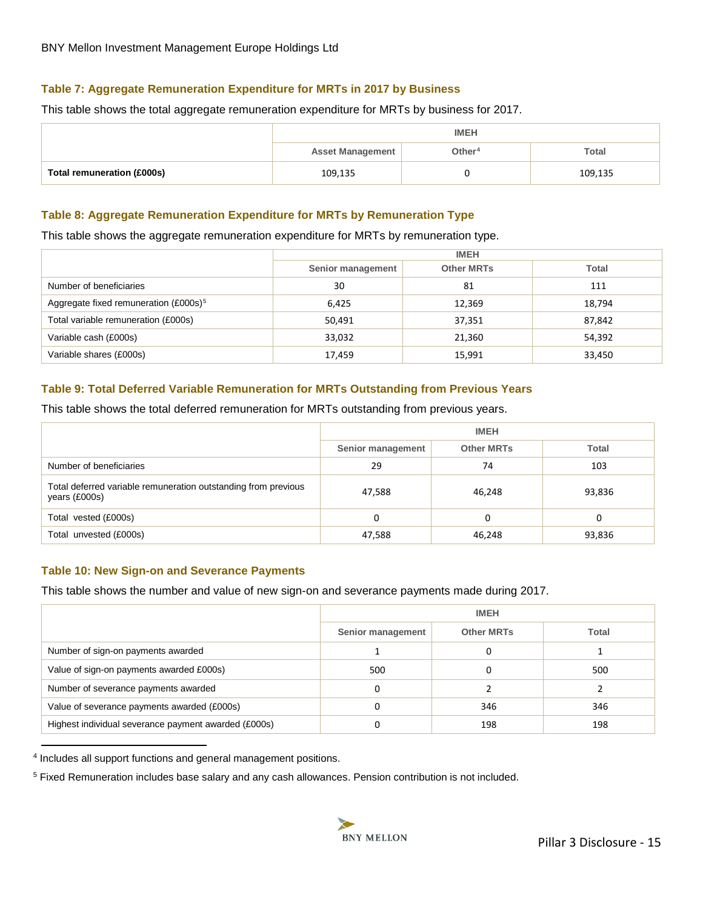#### Table 7: Aggregate Remuneration Expenditure for MRTs in 2017 by Business

This table shows the total aggregate remuneration expenditure for MRTs by business for 2017.

| | IMEH | | |
|---|---|---|---|
| | Asset Management | Other[4] | Total |
| **Total remuneration (£000s)** | 109,135 | 0 | 109,135 |

#### Table 8: Aggregate Remuneration Expenditure for MRTs by Remuneration Type

This table shows the aggregate remuneration expenditure for MRTs by remuneration type.

| | IMEH | | |
|---|---|---|---|
| | Senior management | Other MRTs | Total |
| Number of beneficiaries | 30 | 81 | 111 |
| Aggregate fixed remuneration (£000s)[5] | 6,425 | 12,369 | 18,794 |
| Total variable remuneration (£000s) | 50,491 | 37,351 | 87,842 |
| Variable cash (£000s) | 33,032 | 21,360 | 54,392 |
| Variable shares (£000s) | 17,459 | 15,991 | 33,450 |

#### Table 9: Total Deferred Variable Remuneration for MRTs Outstanding from Previous Years

This table shows the total deferred remuneration for MRTs outstanding from previous years.

| | IMEH | | |
|---|---|---|---|
| | Senior management | Other MRTs | Total |
| Number of beneficiaries | 29 | 74 | 103 |
| Total deferred variable remuneration outstanding from previous years (£000s) | 47,588 | 46,248 | 93,836 |
| Total vested (£000s) | 0 | 0 | 0 |
| Total unvested (£000s) | 47,588 | 46,248 | 93,836 |

#### Table 10: New Sign-on and Severance Payments

This table shows the number and value of new sign-on and severance payments made during 2017.

| | IMEH | | |
|---|---|---|---|
| | Senior management | Other MRTs | Total |
| Number of sign-on payments awarded | 1 | 0 | 1 |
| Value of sign-on payments awarded £000s) | 500 | 0 | 500 |
| Number of severance payments awarded | 0 | 2 | 2 |
| Value of severance payments awarded (£000s) | 0 | 346 | 346 |
| Highest individual severance payment awarded (£000s) | 0 | 198 | 198 |

---

[4] Includes all support functions and general management positions.

[5] Fixed Remuneration includes base salary and any cash allowances. Pension contribution is not included.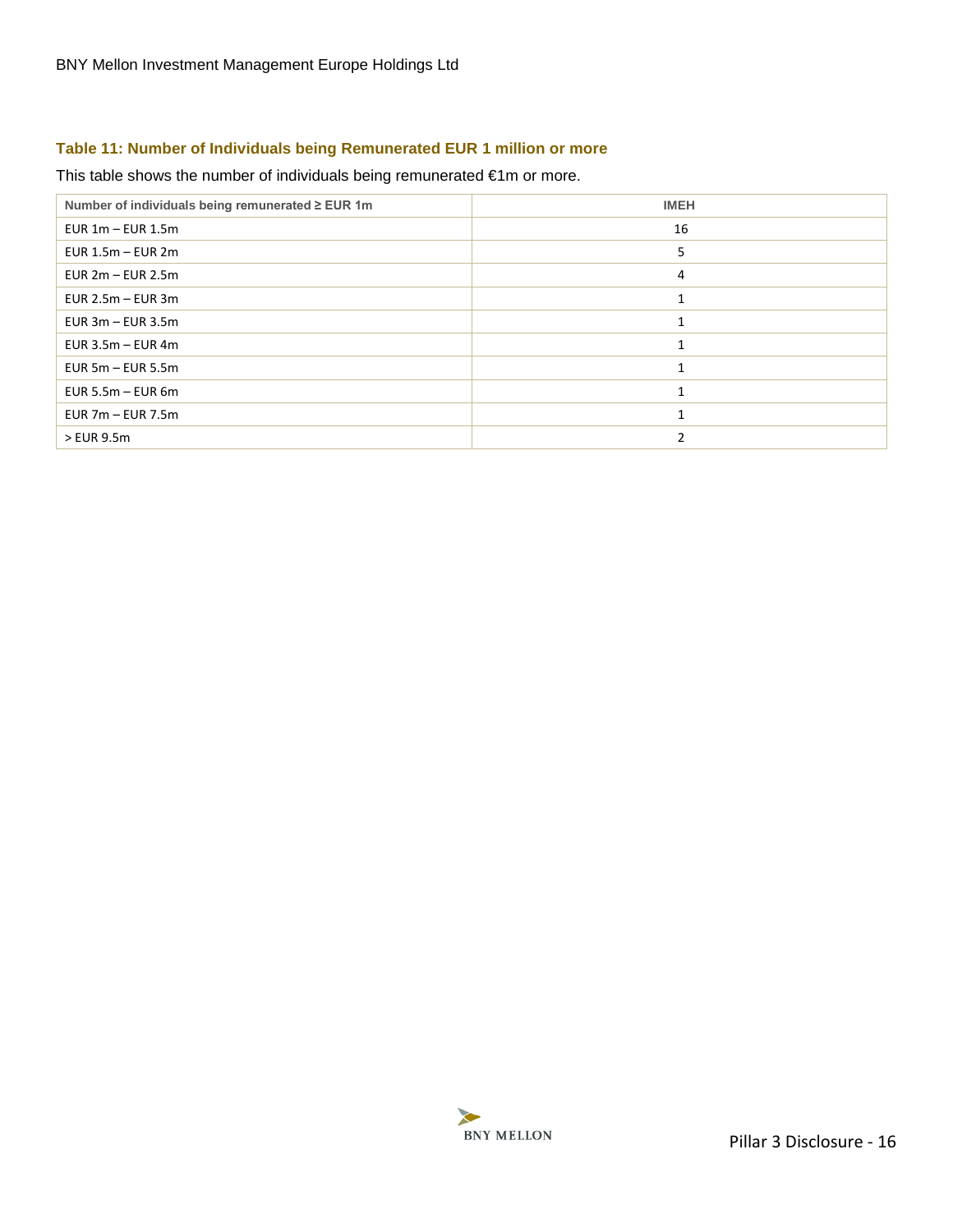### Table 11: Number of Individuals being Remunerated EUR 1 million or more

This table shows the number of individuals being remunerated €1m or more.

| Number of individuals being remunerated ≥ EUR 1m | IMEH |
|---|---|
| EUR 1m – EUR 1.5m | 16 |
| EUR 1.5m – EUR 2m | 5 |
| EUR 2m – EUR 2.5m | 4 |
| EUR 2.5m – EUR 3m | 1 |
| EUR 3m – EUR 3.5m | 1 |
| EUR 3.5m – EUR 4m | 1 |
| EUR 5m – EUR 5.5m | 1 |
| EUR 5.5m – EUR 6m | 1 |
| EUR 7m – EUR 7.5m | 1 |
| > EUR 9.5m | 2 |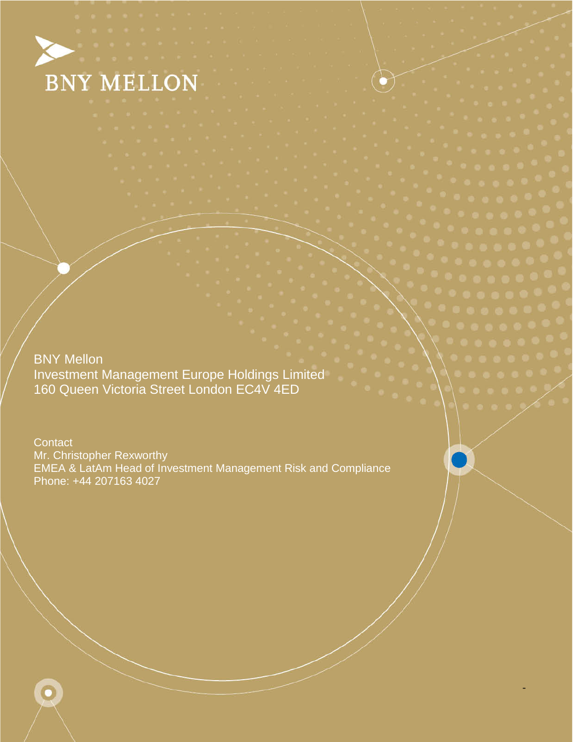BNY MELLON

BNY Mellon
Investment Management Europe Holdings Limited
160 Queen Victoria Street London EC4V 4ED

Contact
Mr. Christopher Rexworthy
EMEA & LatAm Head of Investment Management Risk and Compliance
Phone: +44 207163 4027